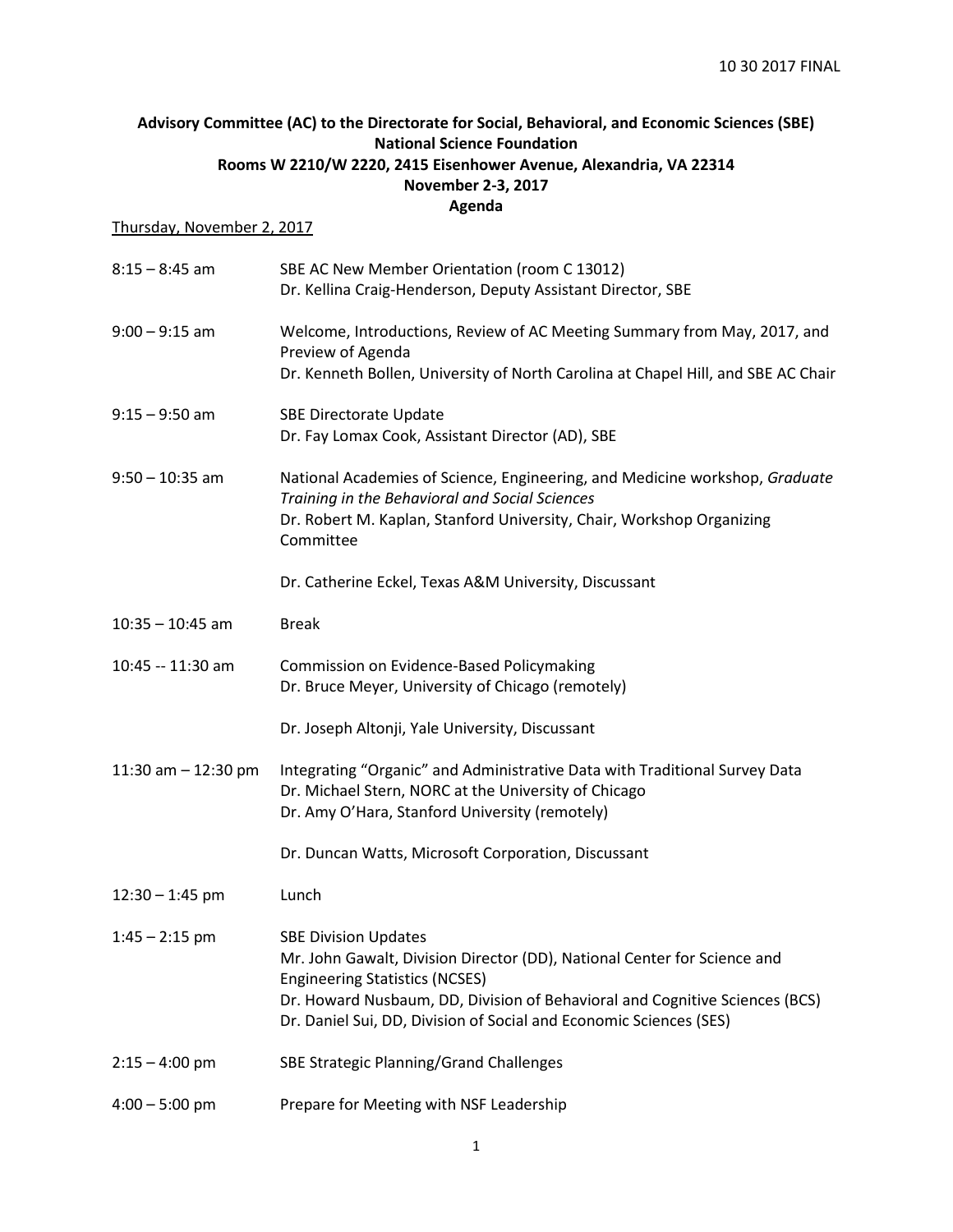10 30 2017 FINAL

**Advisory Committee (AC) to the Directorate for Social, Behavioral, and Economic Sciences (SBE)**
**National Science Foundation**
**Rooms W 2210/W 2220, 2415 Eisenhower Avenue, Alexandria, VA 22314**
**November 2-3, 2017**
**Agenda**

Thursday, November 2, 2017

| | |
|---|---|
| 8:15 – 8:45 am | SBE AC New Member Orientation (room C 13012)<br>Dr. Kellina Craig-Henderson, Deputy Assistant Director, SBE |
| 9:00 – 9:15 am | Welcome, Introductions, Review of AC Meeting Summary from May, 2017, and Preview of Agenda<br>Dr. Kenneth Bollen, University of North Carolina at Chapel Hill, and SBE AC Chair |
| 9:15 – 9:50 am | SBE Directorate Update<br>Dr. Fay Lomax Cook, Assistant Director (AD), SBE |
| 9:50 – 10:35 am | National Academies of Science, Engineering, and Medicine workshop, *Graduate Training in the Behavioral and Social Sciences*<br>Dr. Robert M. Kaplan, Stanford University, Chair, Workshop Organizing Committee<br><br>Dr. Catherine Eckel, Texas A&M University, Discussant |
| 10:35 – 10:45 am | Break |
| 10:45 -- 11:30 am | Commission on Evidence-Based Policymaking<br>Dr. Bruce Meyer, University of Chicago (remotely)<br><br>Dr. Joseph Altonji, Yale University, Discussant |
| 11:30 am – 12:30 pm | Integrating "Organic" and Administrative Data with Traditional Survey Data<br>Dr. Michael Stern, NORC at the University of Chicago<br>Dr. Amy O'Hara, Stanford University (remotely)<br><br>Dr. Duncan Watts, Microsoft Corporation, Discussant |
| 12:30 – 1:45 pm | Lunch |
| 1:45 – 2:15 pm | SBE Division Updates<br>Mr. John Gawalt, Division Director (DD), National Center for Science and Engineering Statistics (NCSES)<br>Dr. Howard Nusbaum, DD, Division of Behavioral and Cognitive Sciences (BCS)<br>Dr. Daniel Sui, DD, Division of Social and Economic Sciences (SES) |
| 2:15 – 4:00 pm | SBE Strategic Planning/Grand Challenges |
| 4:00 – 5:00 pm | Prepare for Meeting with NSF Leadership |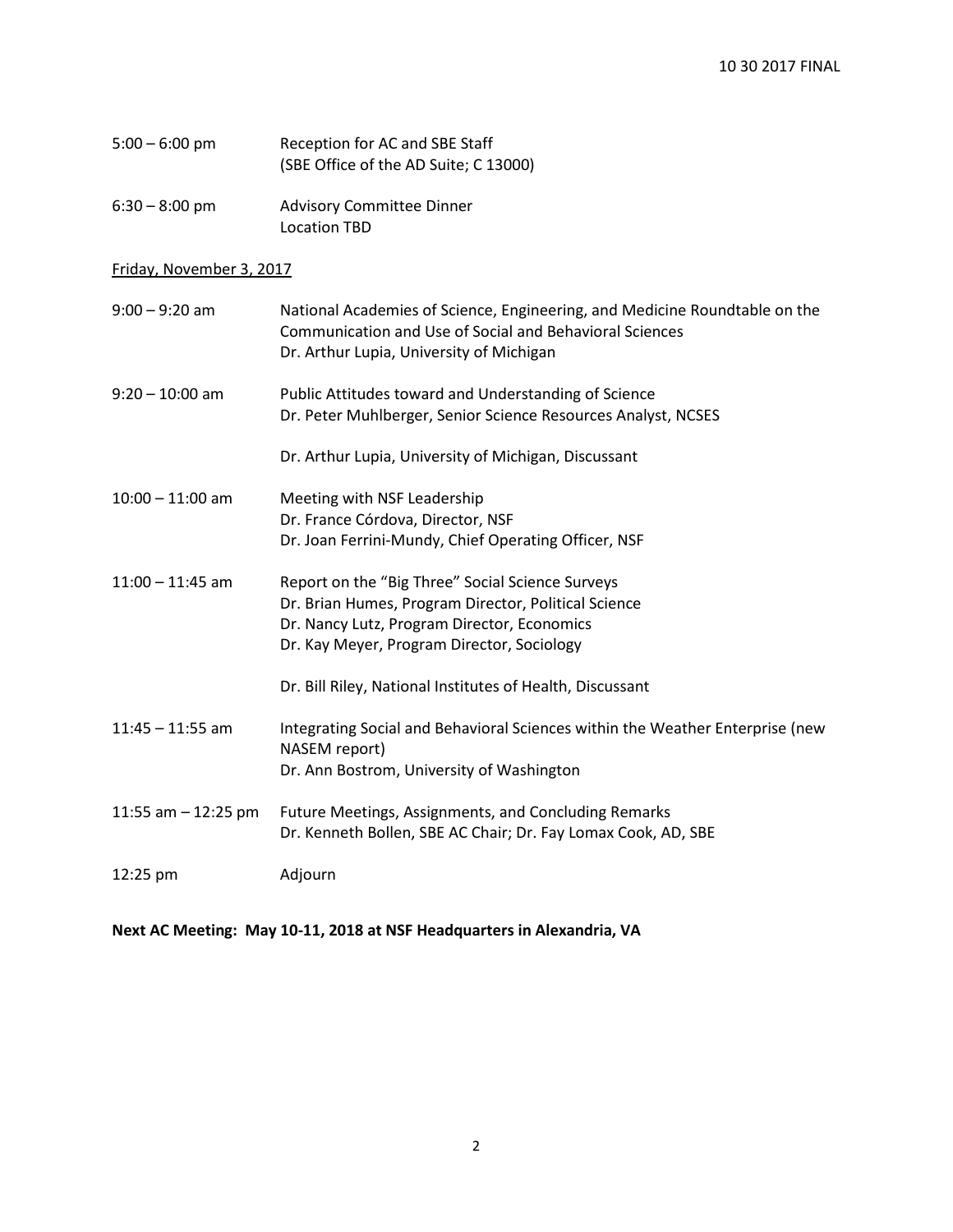5:00 – 6:00 pm | Reception for AC and SBE Staff
(SBE Office of the AD Suite; C 13000)

6:30 – 8:00 pm | Advisory Committee Dinner
Location TBD

Friday, November 3, 2017

| | |
|---|---|
| 9:00 – 9:20 am | National Academies of Science, Engineering, and Medicine Roundtable on the Communication and Use of Social and Behavioral Sciences<br>Dr. Arthur Lupia, University of Michigan |
| 9:20 – 10:00 am | Public Attitudes toward and Understanding of Science<br>Dr. Peter Muhlberger, Senior Science Resources Analyst, NCSES<br><br>Dr. Arthur Lupia, University of Michigan, Discussant |
| 10:00 – 11:00 am | Meeting with NSF Leadership<br>Dr. France Córdova, Director, NSF<br>Dr. Joan Ferrini-Mundy, Chief Operating Officer, NSF |
| 11:00 – 11:45 am | Report on the "Big Three" Social Science Surveys<br>Dr. Brian Humes, Program Director, Political Science<br>Dr. Nancy Lutz, Program Director, Economics<br>Dr. Kay Meyer, Program Director, Sociology<br><br>Dr. Bill Riley, National Institutes of Health, Discussant |
| 11:45 – 11:55 am | Integrating Social and Behavioral Sciences within the Weather Enterprise (new NASEM report)<br>Dr. Ann Bostrom, University of Washington |
| 11:55 am – 12:25 pm | Future Meetings, Assignments, and Concluding Remarks<br>Dr. Kenneth Bollen, SBE AC Chair; Dr. Fay Lomax Cook, AD, SBE |
| 12:25 pm | Adjourn |

**Next AC Meeting: May 10-11, 2018 at NSF Headquarters in Alexandria, VA**